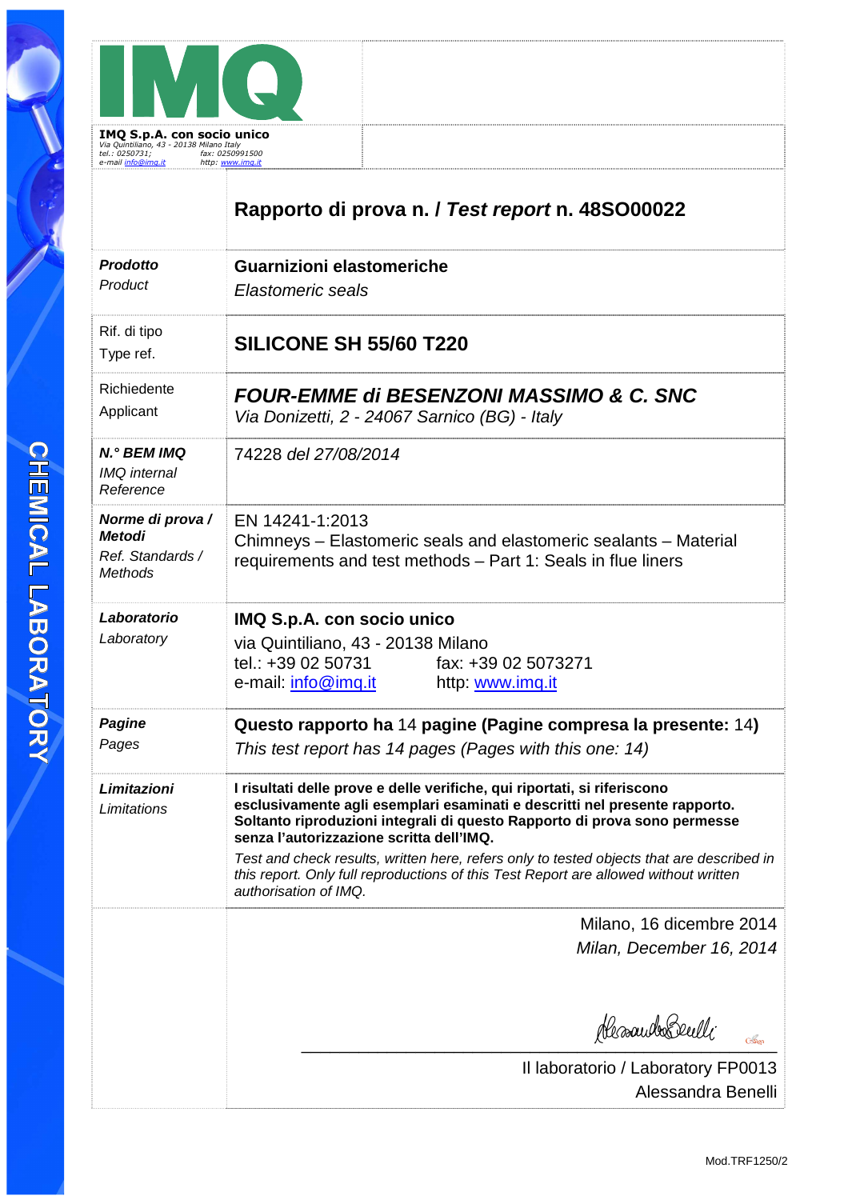**IMQ S.p.A. con socio unico**
*Via Quintiliano, 43 - 20138 Milano Italy*
*tel.: 0250731; fax: 0250991500*
*e-mail info@imq.it http: www.imq.it*

CHEMICAL LABORATORY

# Rapporto di prova n. / *Test report* n. 48SO00022

| | |
|---|---|
| ***Prodotto*** <br> *Product* | **Guarnizioni elastomeriche** <br> *Elastomeric seals* |
| Rif. di tipo <br> Type ref. | **SILICONE SH 55/60 T220** |
| Richiedente <br> Applicant | ***FOUR-EMME di BESENZONI MASSIMO & C. SNC*** <br> *Via Donizetti, 2 - 24067 Sarnico (BG) - Italy* |
| ***N.° BEM IMQ*** <br> *IMQ internal Reference* | 74228 *del 27/08/2014* |
| ***Norme di prova / Metodi*** <br> *Ref. Standards / Methods* | EN 14241-1:2013 <br> Chimneys – Elastomeric seals and elastomeric sealants – Material requirements and test methods – Part 1: Seals in flue liners |
| ***Laboratorio*** <br> *Laboratory* | **IMQ S.p.A. con socio unico** <br> via Quintiliano, 43 - 20138 Milano <br> tel.: +39 02 50731 fax: +39 02 5073271 <br> e-mail: info@imq.it http: www.imq.it |
| ***Pagine*** <br> *Pages* | **Questo rapporto ha** 14 **pagine (Pagine compresa la presente:** 14**)** <br> *This test report has 14 pages (Pages with this one: 14)* |
| ***Limitazioni*** <br> *Limitations* | **I risultati delle prove e delle verifiche, qui riportati, si riferiscono esclusivamente agli esemplari esaminati e descritti nel presente rapporto. Soltanto riproduzioni integrali di questo Rapporto di prova sono permesse senza l'autorizzazione scritta dell'IMQ.** <br> *Test and check results, written here, refers only to tested objects that are described in this report. Only full reproductions of this Test Report are allowed without written authorisation of IMQ.* |

Milano, 16 dicembre 2014
*Milan, December 16, 2014*

Il laboratorio / Laboratory FP0013
Alessandra Benelli

Mod.TRF1250/2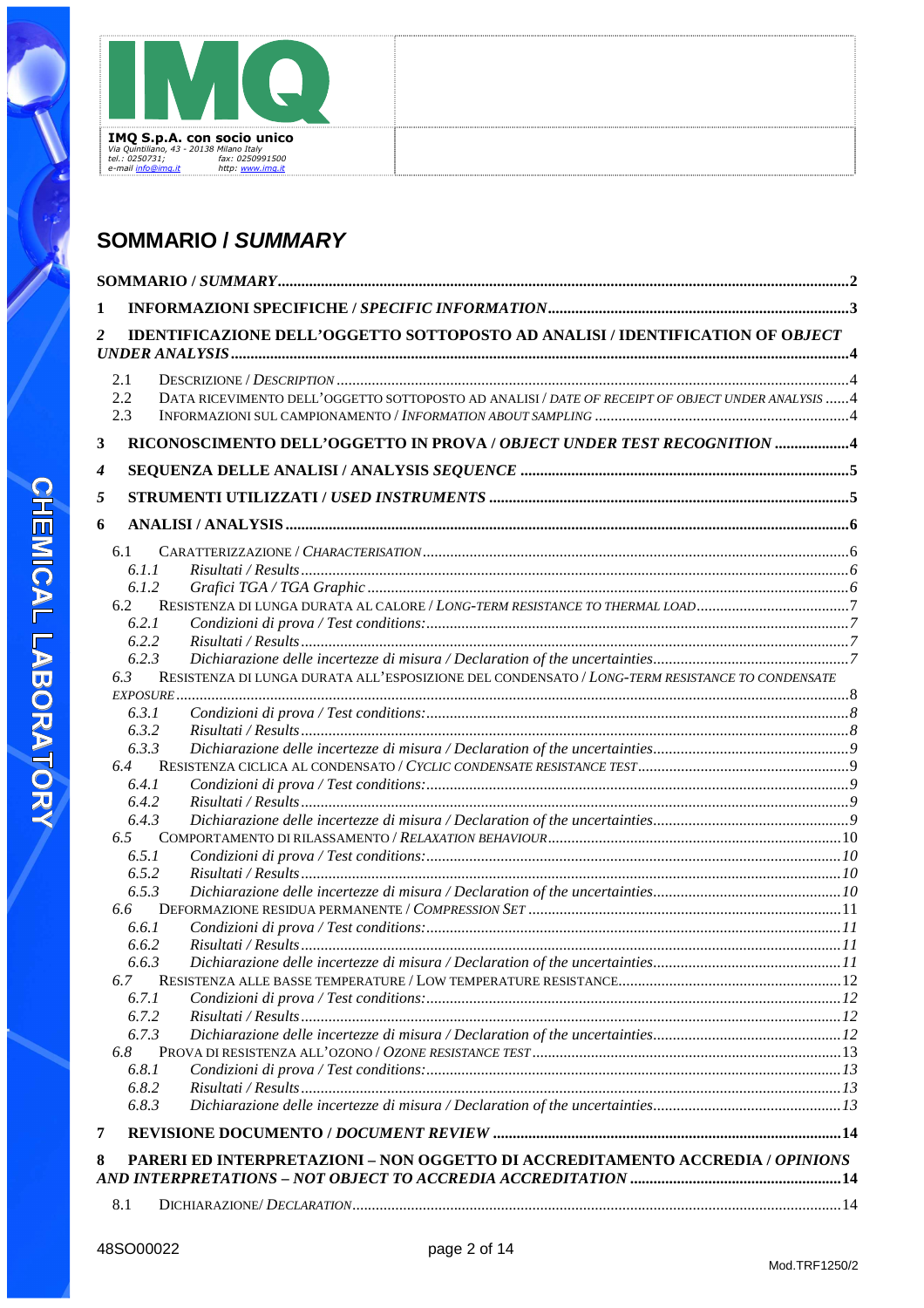IMQ S.p.A. con socio unico
Via Quintiliano, 43 - 20138 Milano Italy
tel.: 0250731; fax: 0250991500
e-mail info@imq.it http: www.imq.it

CHEMICAL LABORATORY

# SOMMARIO / *SUMMARY*

**SOMMARIO** / ***SUMMARY*** .......... 2

**1 INFORMAZIONI SPECIFICHE** / ***SPECIFIC INFORMATION*** .......... 3

***2*** **IDENTIFICAZIONE DELL'OGGETTO SOTTOPOSTO AD ANALISI / IDENTIFICATION OF O*BJECT UNDER ANALYSIS*** .......... 4

- 2.1 DESCRIZIONE / *DESCRIPTION* .......... 4
- 2.2 DATA RICEVIMENTO DELL'OGGETTO SOTTOPOSTO AD ANALISI / *DATE OF RECEIPT OF OBJECT UNDER ANALYSIS* .......... 4
- 2.3 INFORMAZIONI SUL CAMPIONAMENTO / *INFORMATION ABOUT SAMPLING* .......... 4

**3 RICONOSCIMENTO DELL'OGGETTO IN PROVA** / ***OBJECT UNDER TEST RECOGNITION*** .......... 4

***4*** **SEQUENZA DELLE ANALISI / ANALYSIS *SEQUENCE*** .......... 5

***5*** **STRUMENTI UTILIZZATI** / ***USED INSTRUMENTS*** .......... 5

**6 ANALISI / ANALYSIS** .......... 6

- 6.1 CARATTERIZZAZIONE / *CHARACTERISATION* .......... 6
  - *6.1.1 Risultati / Results* .......... 6
  - *6.1.2 Grafici TGA / TGA Graphic* .......... 6
- 6.2 RESISTENZA DI LUNGA DURATA AL CALORE / *LONG-TERM RESISTANCE TO THERMAL LOAD* .......... 7
  - *6.2.1 Condizioni di prova / Test conditions:* .......... 7
  - *6.2.2 Risultati / Results* .......... 7
  - *6.2.3 Dichiarazione delle incertezze di misura / Declaration of the uncertainties* .......... 7
- *6.3* RESISTENZA DI LUNGA DURATA ALL'ESPOSIZIONE DEL CONDENSATO / *LONG-TERM RESISTANCE TO CONDENSATE EXPOSURE* .......... 8
  - *6.3.1 Condizioni di prova / Test conditions:* .......... 8
  - *6.3.2 Risultati / Results* .......... 8
  - *6.3.3 Dichiarazione delle incertezze di misura / Declaration of the uncertainties* .......... 9
- *6.4* RESISTENZA CICLICA AL CONDENSATO / *CYCLIC CONDENSATE RESISTANCE TEST* .......... 9
  - *6.4.1 Condizioni di prova / Test conditions:* .......... 9
  - *6.4.2 Risultati / Results* .......... 9
  - *6.4.3 Dichiarazione delle incertezze di misura / Declaration of the uncertainties* .......... 9
- *6.5* COMPORTAMENTO DI RILASSAMENTO / *RELAXATION BEHAVIOUR* .......... 10
  - *6.5.1 Condizioni di prova / Test conditions:* .......... 10
  - *6.5.2 Risultati / Results* .......... 10
  - *6.5.3 Dichiarazione delle incertezze di misura / Declaration of the uncertainties* .......... 10
- *6.6* DEFORMAZIONE RESIDUA PERMANENTE / *COMPRESSION SET* .......... 11
  - *6.6.1 Condizioni di prova / Test conditions:* .......... 11
  - *6.6.2 Risultati / Results* .......... 11
  - *6.6.3 Dichiarazione delle incertezze di misura / Declaration of the uncertainties* .......... 11
- *6.7* RESISTENZA ALLE BASSE TEMPERATURE / LOW TEMPERATURE RESISTANCE .......... 12
  - *6.7.1 Condizioni di prova / Test conditions:* .......... 12
  - *6.7.2 Risultati / Results* .......... 12
  - *6.7.3 Dichiarazione delle incertezze di misura / Declaration of the uncertainties* .......... 12
- *6.8* PROVA DI RESISTENZA ALL'OZONO / *OZONE RESISTANCE TEST* .......... 13
  - *6.8.1 Condizioni di prova / Test conditions:* .......... 13
  - *6.8.2 Risultati / Results* .......... 13
  - *6.8.3 Dichiarazione delle incertezze di misura / Declaration of the uncertainties* .......... 13

**7 REVISIONE DOCUMENTO** / ***DOCUMENT REVIEW*** .......... 14

**8 PARERI ED INTERPRETAZIONI – NON OGGETTO DI ACCREDITAMENTO ACCREDIA** / ***OPINIONS AND INTERPRETATIONS – NOT OBJECT TO ACCREDIA ACCREDITATION*** .......... 14

- 8.1 DICHIARAZIONE/ *DECLARATION* .......... 14

48SO00022

Mod.TRF1250/2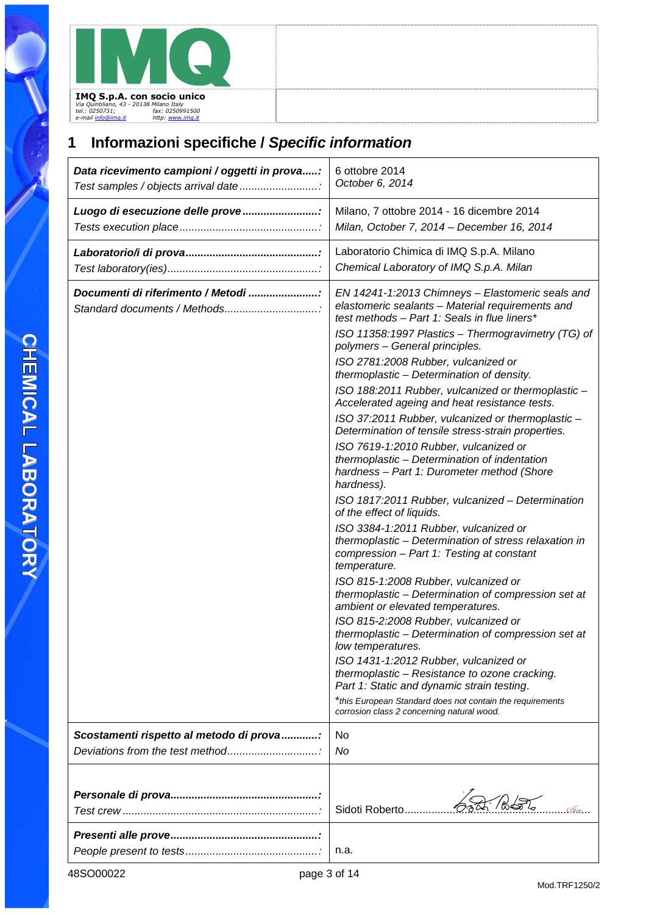## 1 Informazioni specifiche / *Specific information*

| | |
|---|---|
| ***Data ricevimento campioni / oggetti in prova.....:*** *Test samples / objects arrival date..........................:* | 6 ottobre 2014 *October 6, 2014* |
| ***Luogo di esecuzione delle prove........................:*** *Tests execution place.............................................:* | Milano, 7 ottobre 2014 - 16 dicembre 2014 *Milan, October 7, 2014 – December 16, 2014* |
| ***Laboratorio/i di prova...........................................:*** *Test laboratory(ies).................................................:* | Laboratorio Chimica di IMQ S.p.A. Milano *Chemical Laboratory of IMQ S.p.A. Milan* |
| ***Documenti di riferimento / Metodi .......................:*** *Standard documents / Methods...............................:* | *EN 14241-1:2013 Chimneys – Elastomeric seals and elastomeric sealants – Material requirements and test methods – Part 1: Seals in flue liners** <br> *ISO 11358:1997 Plastics – Thermogravimetry (TG) of polymers – General principles.* <br> *ISO 2781:2008 Rubber, vulcanized or thermoplastic – Determination of density.* <br> *ISO 188:2011 Rubber, vulcanized or thermoplastic – Accelerated ageing and heat resistance tests.* <br> *ISO 37:2011 Rubber, vulcanized or thermoplastic – Determination of tensile stress-strain properties.* <br> *ISO 7619-1:2010 Rubber, vulcanized or thermoplastic – Determination of indentation hardness – Part 1: Durometer method (Shore hardness).* <br> *ISO 1817:2011 Rubber, vulcanized – Determination of the effect of liquids.* <br> *ISO 3384-1:2011 Rubber, vulcanized or thermoplastic – Determination of stress relaxation in compression – Part 1: Testing at constant temperature.* <br> *ISO 815-1:2008 Rubber, vulcanized or thermoplastic – Determination of compression set at ambient or elevated temperatures.* <br> *ISO 815-2:2008 Rubber, vulcanized or thermoplastic – Determination of compression set at low temperatures.* <br> *ISO 1431-1:2012 Rubber, vulcanized or thermoplastic – Resistance to ozone cracking. Part 1: Static and dynamic strain testing.* <br> **this European Standard does not contain the requirements corrosion class 2 concerning natural wood.* |
| ***Scostamenti rispetto al metodo di prova............:*** *Deviations from the test method.............................:* | No *No* |
| ***Personale di prova................................................:*** *Test crew ................................................................:* | Sidoti Roberto.................................................... |
| ***Presenti alle prove................................................:*** *People present to tests...........................................:* | n.a. |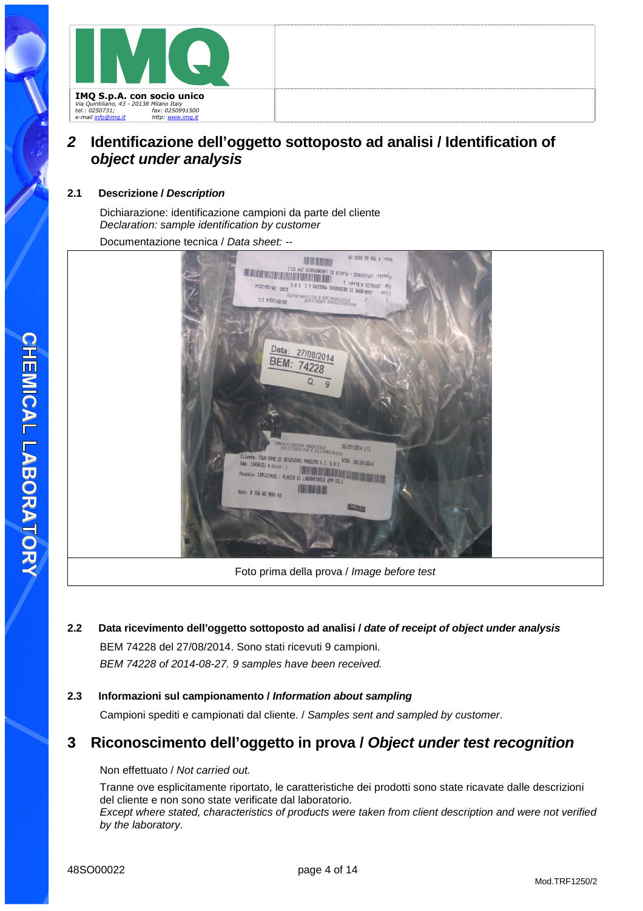## 2 Identificazione dell'oggetto sottoposto ad analisi / *Identification of object under analysis*

### 2.1 Descrizione / *Description*

Dichiarazione: identificazione campioni da parte del cliente
*Declaration: sample identification by customer*

Documentazione tecnica / *Data sheet:* --

Foto prima della prova / *Image before test*

### 2.2 Data ricevimento dell'oggetto sottoposto ad analisi / *date of receipt of object under analysis*

BEM 74228 del 27/08/2014. Sono stati ricevuti 9 campioni.
*BEM 74228 of 2014-08-27. 9 samples have been received.*

### 2.3 Informazioni sul campionamento / *Information about sampling*

Campioni spediti e campionati dal cliente. / *Samples sent and sampled by customer*.

## 3 Riconoscimento dell'oggetto in prova / *Object under test recognition*

Non effettuato / *Not carried out.*

Tranne ove esplicitamente riportato, le caratteristiche dei prodotti sono state ricavate dalle descrizioni del cliente e non sono state verificate dal laboratorio.
*Except where stated, characteristics of products were taken from client description and were not verified by the laboratory.*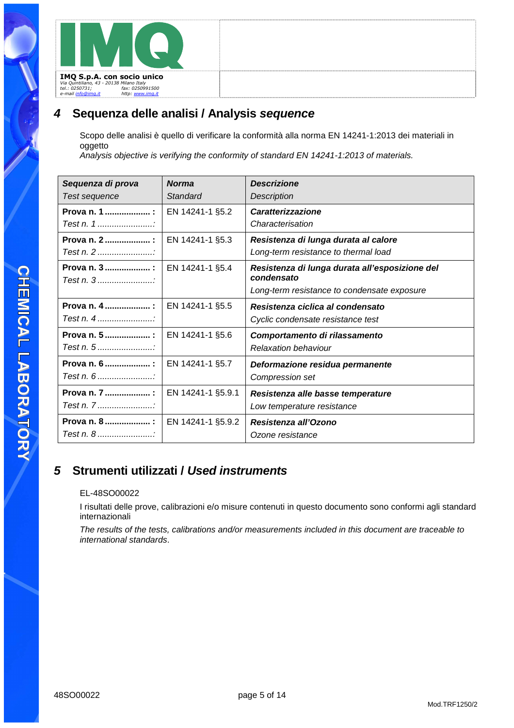## 4 Sequenza delle analisi / Analysis *sequence*

Scopo delle analisi è quello di verificare la conformità alla norma EN 14241-1:2013 dei materiali in oggetto

*Analysis objective is verifying the conformity of standard EN 14241-1:2013 of materials.*

| ***Sequenza di prova*** <br> *Test sequence* | ***Norma*** <br> *Standard* | ***Descrizione*** <br> *Description* |
|---|---|---|
| **Prova n. 1 .................. :** <br> *Test n. 1 ......................:* | EN 14241-1 §5.2 | ***Caratterizzazione*** <br> *Characterisation* |
| **Prova n. 2 .................. :** <br> *Test n. 2 ......................:* | EN 14241-1 §5.3 | ***Resistenza di lunga durata al calore*** <br> *Long-term resistance to thermal load* |
| **Prova n. 3 .................. :** <br> *Test n. 3 ......................:* | EN 14241-1 §5.4 | ***Resistenza di lunga durata all'esposizione del condensato*** <br> *Long-term resistance to condensate exposure* |
| **Prova n. 4 .................. :** <br> *Test n. 4 ......................:* | EN 14241-1 §5.5 | ***Resistenza ciclica al condensato*** <br> *Cyclic condensate resistance test* |
| **Prova n. 5 .................. :** <br> *Test n. 5 ......................:* | EN 14241-1 §5.6 | ***Comportamento di rilassamento*** <br> *Relaxation behaviour* |
| **Prova n. 6 .................. :** <br> *Test n. 6 ......................:* | EN 14241-1 §5.7 | ***Deformazione residua permanente*** <br> *Compression set* |
| **Prova n. 7 .................. :** <br> *Test n. 7 ......................:* | EN 14241-1 §5.9.1 | ***Resistenza alle basse temperature*** <br> *Low temperature resistance* |
| **Prova n. 8 .................. :** <br> *Test n. 8 ......................:* | EN 14241-1 §5.9.2 | ***Resistenza all'Ozono*** <br> *Ozone resistance* |

## 5 Strumenti utilizzati / *Used instruments*

EL-48SO00022

I risultati delle prove, calibrazioni e/o misure contenuti in questo documento sono conformi agli standard internazionali

*The results of the tests, calibrations and/or measurements included in this document are traceable to international standards*.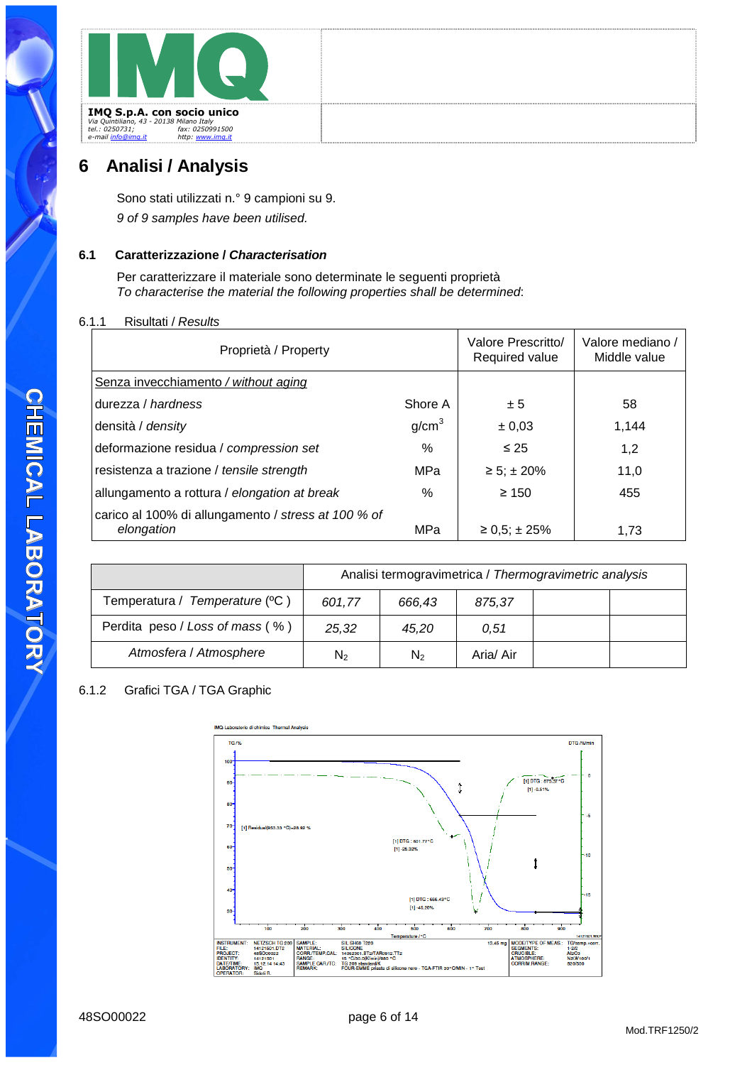**IMQ S.p.A. con socio unico**
Via Quintiliano, 43 - 20138 Milano Italy
tel.: 0250731; fax: 0250991500
e-mail info@imq.it http: www.imq.it

# 6 Analisi / Analysis

Sono stati utilizzati n.° 9 campioni su 9.
*9 of 9 samples have been utilised.*

## 6.1 Caratterizzazione / *Characterisation*

Per caratterizzare il materiale sono determinate le seguenti proprietà
*To characterise the material the following properties shall be determined*:

### 6.1.1 Risultati / *Results*

| Proprietà / Property | | Valore Prescritto/ Required value | Valore mediano / Middle value |
|---|---|---|---|
| Senza invecchiamento / *without aging* | | | |
| durezza / *hardness* | Shore A | ± 5 | 58 |
| densità / *density* | $g/cm^3$ | ± 0,03 | 1,144 |
| deformazione residua / *compression set* | % | ≤ 25 | 1,2 |
| resistenza a trazione / *tensile strength* | MPa | ≥ 5; ± 20% | 11,0 |
| allungamento a rottura / *elongation at break* | % | ≥ 150 | 455 |
| carico al 100% di allungamento / *stress at 100 % of elongation* | MPa | ≥ 0,5; ± 25% | 1,73 |

| | Analisi termogravimetrica / *Thermogravimetric analysis* | | | | |
|---|---|---|---|---|---|
| Temperatura / *Temperature* (ºC ) | *601,77* | *666,43* | *875,37* | | |
| Perdita peso / *Loss of mass* ( % ) | *25,32* | *45,20* | *0,51* | | |
| *Atmosfera* / *Atmosphere* | $N_2$ | $N_2$ | Aria/ Air | | |

### 6.1.2 Grafici TGA / TGA Graphic

IMQ Laboratorio di chimica Thermal Analysis

TG /% — DTG /%/min

[1] Residual(953.33 °C)=28.92 %
[1] DTG : 601.77 °C
[1] -25.32%
[1] DTG : 666.43 °C
[1] -45.20%
[1] DTG : 875.37 °C
[1] -0.51%

Temperature /°C

| | | | | | |
|---|---|---|---|---|---|
| INSTRUMENT: | NETZSCH TG 209 | SAMPLE: | SIL SH60 T220 | 13.45 mg | MODE/TYPE OF MEAS.: TG/samp.+corr. |
| FILE: | 14121501.DT2 | MATERIAL: | SILICONE | | SEGMENTS: 1-2/2 |
| PROJECT: | 48SO00022 | CORR./TEMP.CAL.: | 14062201.ST2/TAR0912.TT2 | | CRUCIBLE: $Al_2O_3$ |
| IDENTITY: | 14121501 | RANGE: | 15 °C/30.0(K/min)/980 °C | | ATMOSPHERE: N2/Air/100/1 |
| DATE/TIME: | 15.12.14 14:43 | SAMPLE CAR./TC: | TG 209 standard/K | | CORR/M.RANGE: 020/500 |
| LABORATORY: | IMQ | REMARK: | FOUR-EMME pilasta di silicone nero - TGA-FTIR 30°C/MIN - 1° Test | | |
| OPERATOR: | Sidoti R. | | | | |

48SO00022

Mod.TRF1250/2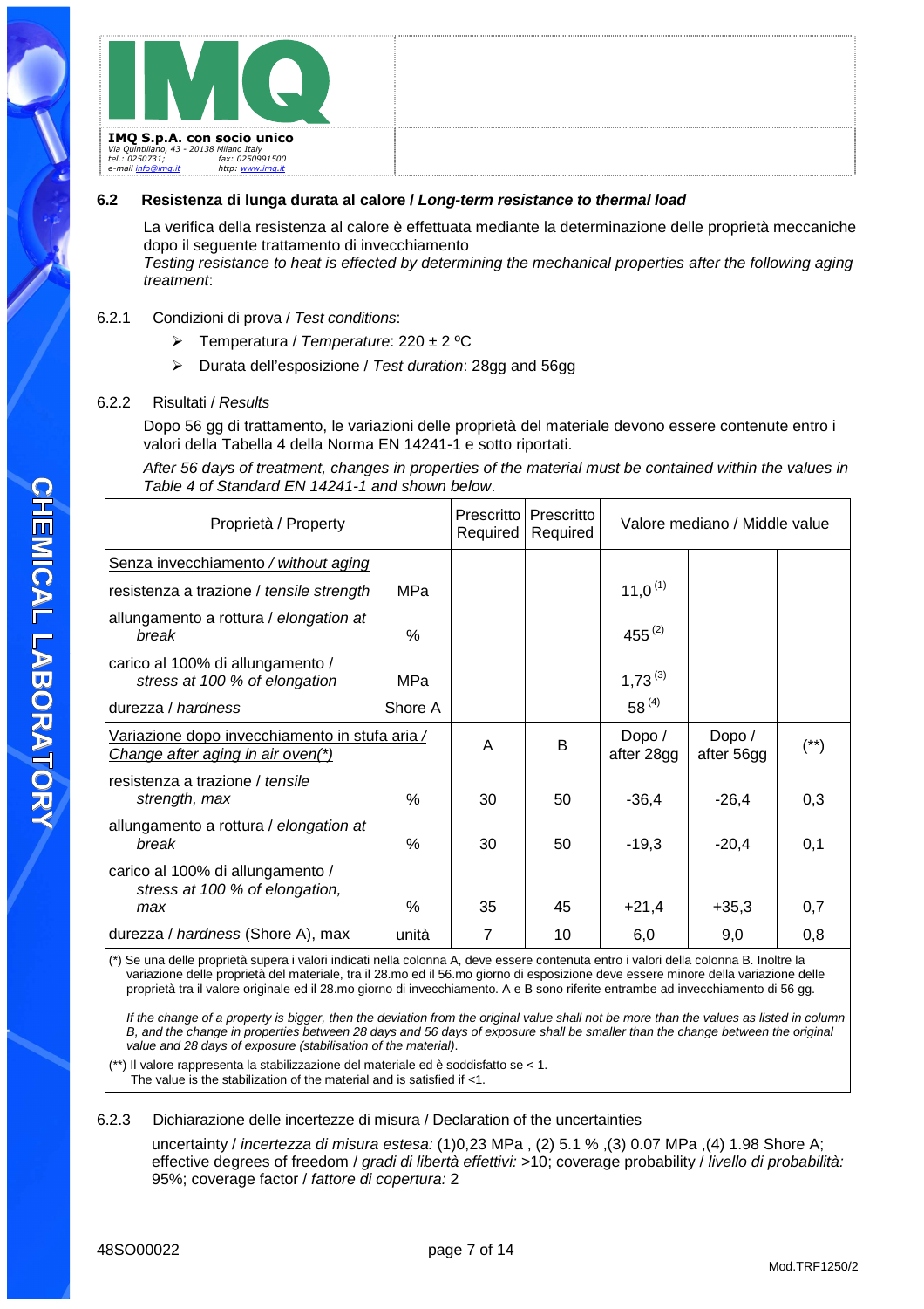## 6.2 Resistenza di lunga durata al calore / *Long-term resistance to thermal load*

La verifica della resistenza al calore è effettuata mediante la determinazione delle proprietà meccaniche dopo il seguente trattamento di invecchiamento
*Testing resistance to heat is effected by determining the mechanical properties after the following aging treatment*:

### 6.2.1 Condizioni di prova / *Test conditions*:

- Temperatura / *Temperature*: 220 ± 2 ºC
- Durata dell'esposizione / *Test duration*: 28gg and 56gg

### 6.2.2 Risultati / *Results*

Dopo 56 gg di trattamento, le variazioni delle proprietà del materiale devono essere contenute entro i valori della Tabella 4 della Norma EN 14241-1 e sotto riportati.

*After 56 days of treatment, changes in properties of the material must be contained within the values in Table 4 of Standard EN 14241-1 and shown below*.

| Proprietà / Property | | Prescritto Required | Prescritto Required | Valore mediano / Middle value | | |
|---|---|---|---|---|---|---|
| Senza invecchiamento / *without aging* | | | | | | |
| resistenza a trazione / *tensile strength* | MPa | | | 11,0 (1) | | |
| allungamento a rottura / *elongation at break* | % | | | 455 (2) | | |
| carico al 100% di allungamento / *stress at 100 % of elongation* | MPa | | | 1,73 (3) | | |
| durezza / *hardness* | Shore A | | | 58 (4) | | |
| Variazione dopo invecchiamento in stufa aria / *Change after aging in air oven(*)* | | A | B | Dopo / after 28gg | Dopo / after 56gg | (**) |
| resistenza a trazione / *tensile strength, max* | % | 30 | 50 | -36,4 | -26,4 | 0,3 |
| allungamento a rottura / *elongation at break* | % | 30 | 50 | -19,3 | -20,4 | 0,1 |
| carico al 100% di allungamento / *stress at 100 % of elongation, max* | % | 35 | 45 | +21,4 | +35,3 | 0,7 |
| durezza / *hardness* (Shore A), max | unità | 7 | 10 | 6,0 | 9,0 | 0,8 |

(*) Se una delle proprietà supera i valori indicati nella colonna A, deve essere contenuta entro i valori della colonna B. Inoltre la variazione delle proprietà del materiale, tra il 28.mo ed il 56.mo giorno di esposizione deve essere minore della variazione delle proprietà tra il valore originale ed il 28.mo giorno di invecchiamento. A e B sono riferite entrambe ad invecchiamento di 56 gg.

*If the change of a property is bigger, then the deviation from the original value shall not be more than the values as listed in column B, and the change in properties between 28 days and 56 days of exposure shall be smaller than the change between the original value and 28 days of exposure (stabilisation of the material).*

(**) Il valore rappresenta la stabilizzazione del materiale ed è soddisfatto se < 1.
The value is the stabilization of the material and is satisfied if <1.

### 6.2.3 Dichiarazione delle incertezze di misura / Declaration of the uncertainties

uncertainty / *incertezza di misura estesa:* (1)0,23 MPa , (2) 5.1 % ,(3) 0.07 MPa ,(4) 1.98 Shore A; effective degrees of freedom / *gradi di libertà effettivi:* >10; coverage probability / *livello di probabilità:* 95%; coverage factor / *fattore di copertura:* 2

48SO00022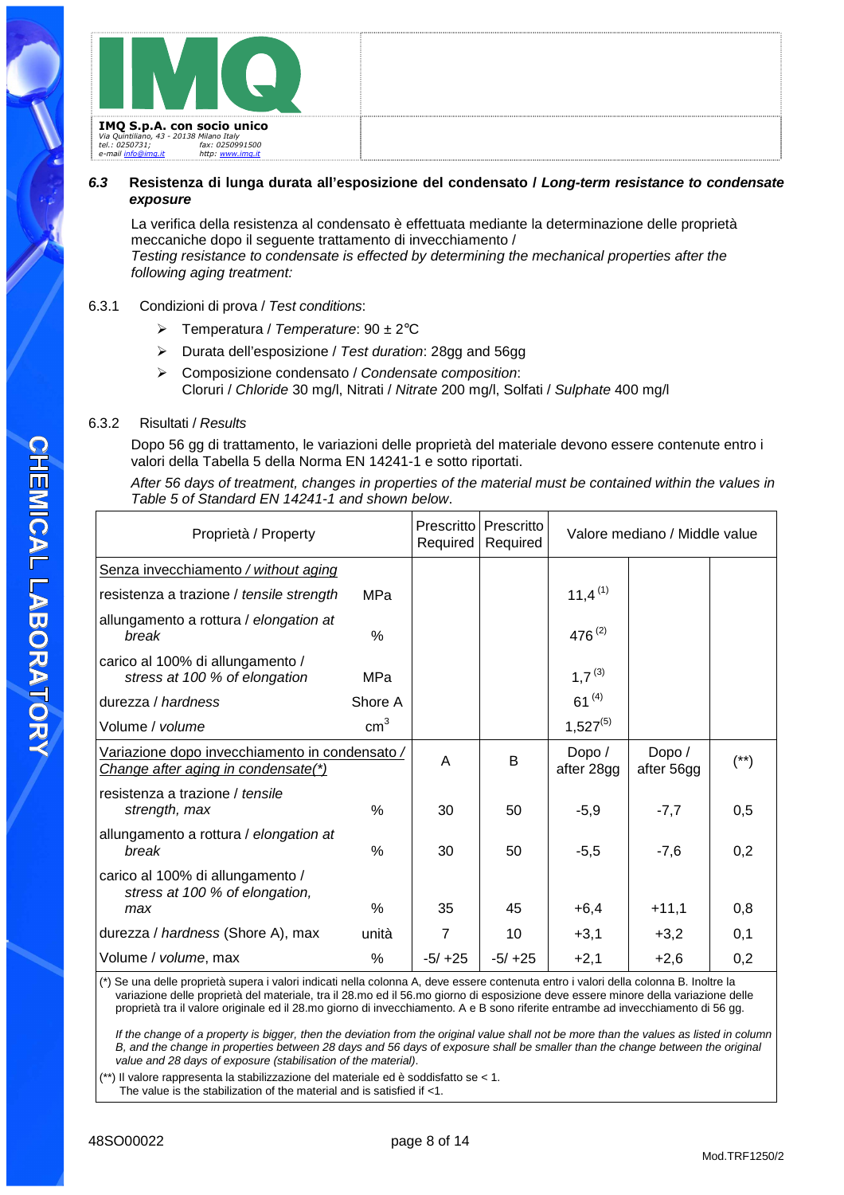### 6.3 Resistenza di lunga durata all'esposizione del condensato / *Long-term resistance to condensate exposure*

La verifica della resistenza al condensato è effettuata mediante la determinazione delle proprietà meccaniche dopo il seguente trattamento di invecchiamento /
*Testing resistance to condensate is effected by determining the mechanical properties after the following aging treatment:*

6.3.1 Condizioni di prova / *Test conditions*:

- Temperatura / *Temperature*: 90 ± 2°C
- Durata dell'esposizione / *Test duration*: 28gg and 56gg
- Composizione condensato / *Condensate composition*:
  Cloruri / *Chloride* 30 mg/l, Nitrati / *Nitrate* 200 mg/l, Solfati / *Sulphate* 400 mg/l

6.3.2 Risultati / *Results*

Dopo 56 gg di trattamento, le variazioni delle proprietà del materiale devono essere contenute entro i valori della Tabella 5 della Norma EN 14241-1 e sotto riportati.

*After 56 days of treatment, changes in properties of the material must be contained within the values in Table 5 of Standard EN 14241-1 and shown below*.

| Proprietà / Property | | Prescritto Required | Prescritto Required | Valore mediano / Middle value | | |
|---|---|---|---|---|---|---|
| Senza invecchiamento / *without aging* | | | | | | |
| resistenza a trazione / *tensile strength* | MPa | | | 11,4 [(1)] | | |
| allungamento a rottura / *elongation at break* | % | | | 476 [(2)] | | |
| carico al 100% di allungamento / *stress at 100 % of elongation* | MPa | | | 1,7 [(3)] | | |
| durezza / *hardness* | Shore A | | | 61 [(4)] | | |
| Volume / *volume* | $cm^3$ | | | 1,527[(5)] | | |
| Variazione dopo invecchiamento in condensato / *Change after aging in condensate(\*)* | | A | B | Dopo / after 28gg | Dopo / after 56gg | (**) |
| resistenza a trazione / *tensile strength, max* | % | 30 | 50 | -5,9 | -7,7 | 0,5 |
| allungamento a rottura / *elongation at break* | % | 30 | 50 | -5,5 | -7,6 | 0,2 |
| carico al 100% di allungamento / *stress at 100 % of elongation, max* | % | 35 | 45 | +6,4 | +11,1 | 0,8 |
| durezza / *hardness* (Shore A), max | unità | 7 | 10 | +3,1 | +3,2 | 0,1 |
| Volume / *volume*, max | % | -5/ +25 | -5/ +25 | +2,1 | +2,6 | 0,2 |

(*) Se una delle proprietà supera i valori indicati nella colonna A, deve essere contenuta entro i valori della colonna B. Inoltre la variazione delle proprietà del materiale, tra il 28.mo ed il 56.mo giorno di esposizione deve essere minore della variazione delle proprietà tra il valore originale ed il 28.mo giorno di invecchiamento. A e B sono riferite entrambe ad invecchiamento di 56 gg.

*If the change of a property is bigger, then the deviation from the original value shall not be more than the values as listed in column B, and the change in properties between 28 days and 56 days of exposure shall be smaller than the change between the original value and 28 days of exposure (stabilisation of the material).*

(**) Il valore rappresenta la stabilizzazione del materiale ed è soddisfatto se < 1.
The value is the stabilization of the material and is satisfied if <1.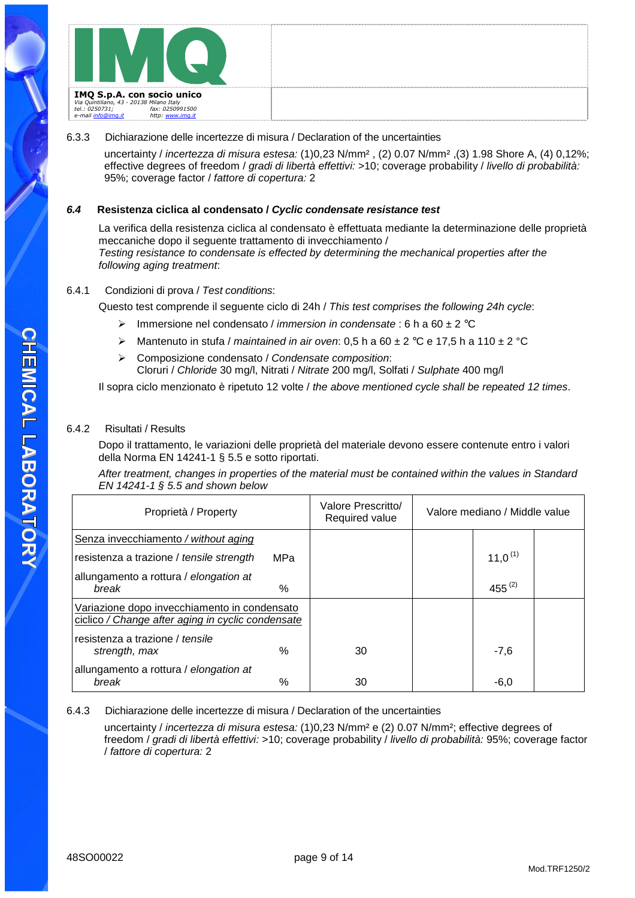6.3.3 Dichiarazione delle incertezze di misura / Declaration of the uncertainties

uncertainty / *incertezza di misura estesa:* (1)0,23 N/mm², (2) 0.07 N/mm², (3) 1.98 Shore A, (4) 0,12%; effective degrees of freedom / *gradi di libertà effettivi:* >10; coverage probability / *livello di probabilità:* 95%; coverage factor / *fattore di copertura:* 2

### *6.4* Resistenza ciclica al condensato / *Cyclic condensate resistance test*

La verifica della resistenza ciclica al condensato è effettuata mediante la determinazione delle proprietà meccaniche dopo il seguente trattamento di invecchiamento /
*Testing resistance to condensate is effected by determining the mechanical properties after the following aging treatment*:

6.4.1 Condizioni di prova / *Test conditions*:

Questo test comprende il seguente ciclo di 24h / *This test comprises the following 24h cycle*:

- Immersione nel condensato / *immersion in condensate* : 6 h a 60 ± 2 °C
- Mantenuto in stufa / *maintained in air oven*: 0,5 h a 60 ± 2 °C e 17,5 h a 110 ± 2 °C
- Composizione condensato / *Condensate composition*:
  Cloruri / *Chloride* 30 mg/l, Nitrati / *Nitrate* 200 mg/l, Solfati / *Sulphate* 400 mg/l

Il sopra ciclo menzionato è ripetuto 12 volte / *the above mentioned cycle shall be repeated 12 times*.

6.4.2 Risultati / Results

Dopo il trattamento, le variazioni delle proprietà del materiale devono essere contenute entro i valori della Norma EN 14241-1 § 5.5 e sotto riportati.

*After treatment, changes in properties of the material must be contained within the values in Standard EN 14241-1 § 5.5 and shown below*

| Proprietà / Property | | Valore Prescritto/ Required value | Valore mediano / Middle value | | |
|---|---|---|---|---|---|
| Senza invecchiamento / *without aging* | | | | | |
| resistenza a trazione / *tensile strength* | MPa | | | 11,0 (1) | |
| allungamento a rottura / *elongation at break* | % | | | 455 (2) | |
| Variazione dopo invecchiamento in condensato ciclico / *Change after aging in cyclic condensate* | | | | | |
| resistenza a trazione / *tensile strength, max* | % | 30 | | -7,6 | |
| allungamento a rottura / *elongation at break* | % | 30 | | -6,0 | |

6.4.3 Dichiarazione delle incertezze di misura / Declaration of the uncertainties

uncertainty / *incertezza di misura estesa:* (1)0,23 N/mm² e (2) 0.07 N/mm²; effective degrees of freedom / *gradi di libertà effettivi:* >10; coverage probability / *livello di probabilità:* 95%; coverage factor / *fattore di copertura:* 2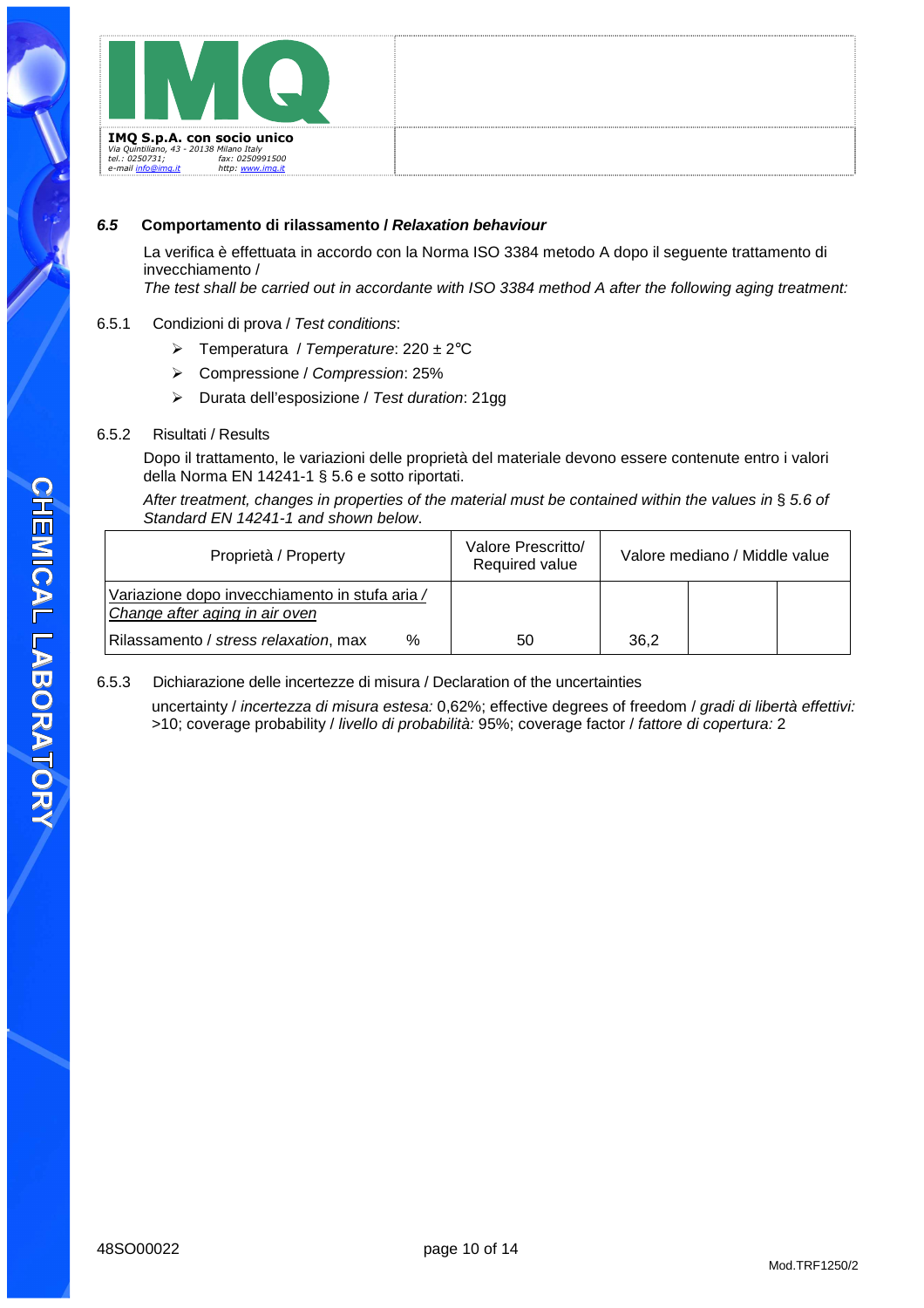### *6.5* Comportamento di rilassamento / *Relaxation behaviour*

La verifica è effettuata in accordo con la Norma ISO 3384 metodo A dopo il seguente trattamento di invecchiamento /
*The test shall be carried out in accordante with ISO 3384 method A after the following aging treatment:*

6.5.1 Condizioni di prova / *Test conditions*:

- Temperatura / *Temperature*: 220 ± 2°C
- Compressione / *Compression*: 25%
- Durata dell'esposizione / *Test duration*: 21gg

6.5.2 Risultati / Results

Dopo il trattamento, le variazioni delle proprietà del materiale devono essere contenute entro i valori della Norma EN 14241-1 § 5.6 e sotto riportati.

*After treatment, changes in properties of the material must be contained within the values in* § *5.6 of Standard EN 14241-1 and shown below*.

| Proprietà / Property | | Valore Prescritto/ Required value | Valore mediano / Middle value | | |
|---|---|---|---|---|---|
| Variazione dopo invecchiamento in stufa aria / *Change after aging in air oven* | | | | | |
| Rilassamento / *stress relaxation*, max | % | 50 | 36,2 | | |

6.5.3 Dichiarazione delle incertezze di misura / Declaration of the uncertainties

uncertainty / *incertezza di misura estesa:* 0,62%; effective degrees of freedom / *gradi di libertà effettivi:* >10; coverage probability / *livello di probabilità:* 95%; coverage factor / *fattore di copertura:* 2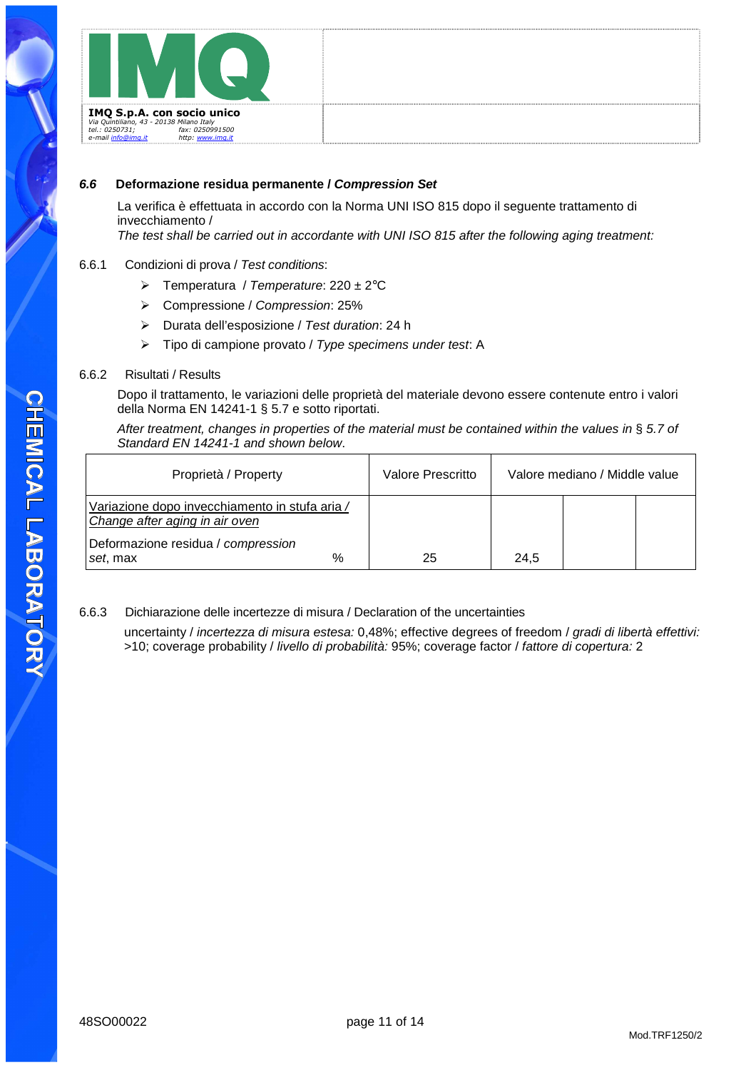### *6.6* Deformazione residua permanente / *Compression Set*

La verifica è effettuata in accordo con la Norma UNI ISO 815 dopo il seguente trattamento di invecchiamento /
*The test shall be carried out in accordante with UNI ISO 815 after the following aging treatment:*

6.6.1 Condizioni di prova / *Test conditions*:

- Temperatura / *Temperature*: 220 ± 2°C
- Compressione / *Compression*: 25%
- Durata dell'esposizione / *Test duration*: 24 h
- Tipo di campione provato / *Type specimens under test*: A

6.6.2 Risultati / Results

Dopo il trattamento, le variazioni delle proprietà del materiale devono essere contenute entro i valori della Norma EN 14241-1 § 5.7 e sotto riportati.

*After treatment, changes in properties of the material must be contained within the values in* § *5.7 of Standard EN 14241-1 and shown below*.

| Proprietà / Property | | Valore Prescritto | Valore mediano / Middle value | | |
|---|---|---|---|---|---|
| Variazione dopo invecchiamento in stufa aria / *Change after aging in air oven* | | | | | |
| Deformazione residua / *compression set*, max | % | 25 | 24,5 | | |

6.6.3 Dichiarazione delle incertezze di misura / Declaration of the uncertainties

uncertainty / *incertezza di misura estesa:* 0,48%; effective degrees of freedom / *gradi di libertà effettivi:* >10; coverage probability / *livello di probabilità:* 95%; coverage factor / *fattore di copertura:* 2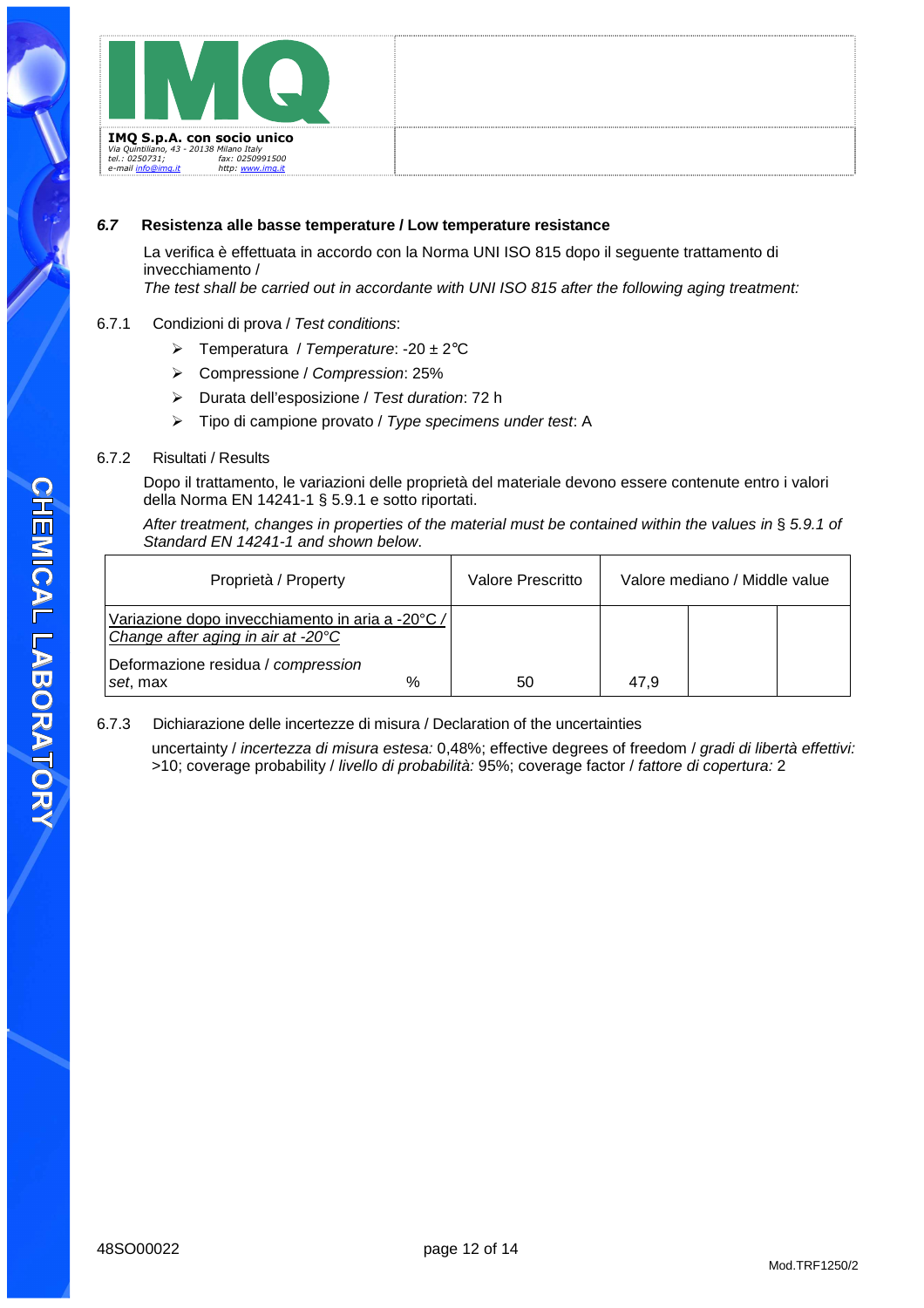### *6.7* Resistenza alle basse temperature / Low temperature resistance

La verifica è effettuata in accordo con la Norma UNI ISO 815 dopo il seguente trattamento di invecchiamento /
*The test shall be carried out in accordante with UNI ISO 815 after the following aging treatment:*

6.7.1 Condizioni di prova / *Test conditions*:

- Temperatura / *Temperature*: -20 ± 2°C
- Compressione / *Compression*: 25%
- Durata dell'esposizione / *Test duration*: 72 h
- Tipo di campione provato / *Type specimens under test*: A

6.7.2 Risultati / Results

Dopo il trattamento, le variazioni delle proprietà del materiale devono essere contenute entro i valori della Norma EN 14241-1 § 5.9.1 e sotto riportati.

*After treatment, changes in properties of the material must be contained within the values in § 5.9.1 of Standard EN 14241-1 and shown below.*

| Proprietà / Property | | Valore Prescritto | Valore mediano / Middle value | | |
|---|---|---|---|---|---|
| Variazione dopo invecchiamento in aria a -20°C / *Change after aging in air at -20°C* | | | | | |
| Deformazione residua / *compression set*, max | % | 50 | 47,9 | | |

6.7.3 Dichiarazione delle incertezze di misura / Declaration of the uncertainties

uncertainty / *incertezza di misura estesa:* 0,48%; effective degrees of freedom / *gradi di libertà effettivi:* >10; coverage probability / *livello di probabilità:* 95%; coverage factor / *fattore di copertura:* 2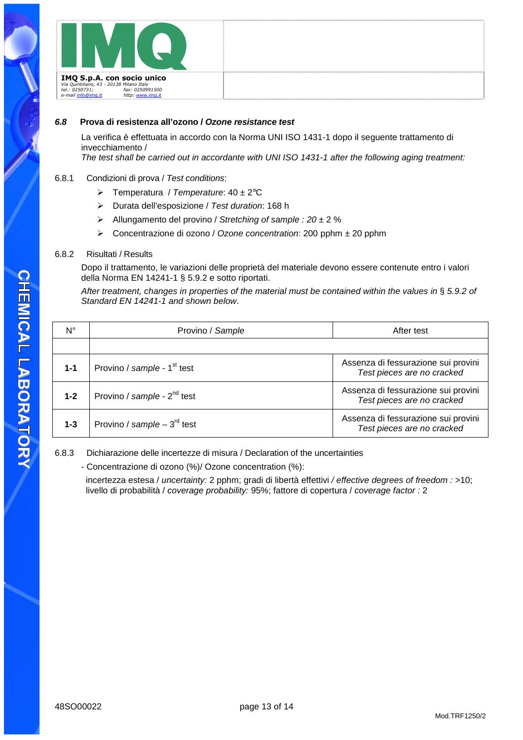### *6.8* Prova di resistenza all'ozono / *Ozone resistance test*

La verifica è effettuata in accordo con la Norma UNI ISO 1431-1 dopo il seguente trattamento di invecchiamento /
*The test shall be carried out in accordante with UNI ISO 1431-1 after the following aging treatment:*

6.8.1 Condizioni di prova / *Test conditions*:

- Temperatura / *Temperature*: 40 ± 2°C
- Durata dell'esposizione / *Test duration*: 168 h
- Allungamento del provino / *Stretching of sample : 20* ± 2 %
- Concentrazione di ozono / *Ozone concentration*: 200 pphm ± 20 pphm

6.8.2 Risultati / Results

Dopo il trattamento, le variazioni delle proprietà del materiale devono essere contenute entro i valori della Norma EN 14241-1 § 5.9.2 e sotto riportati.

*After treatment, changes in properties of the material must be contained within the values in* § *5.9.2 of Standard EN 14241-1 and shown below*.

| N° | Provino / *Sample* | After test |
|---|---|---|
| | | |
| **1-1** | Provino / *sample* - 1st test | Assenza di fessurazione sui provini *Test pieces are no cracked* |
| **1-2** | Provino / *sample* - 2nd test | Assenza di fessurazione sui provini *Test pieces are no cracked* |
| **1-3** | Provino / *sample* – 3rd test | Assenza di fessurazione sui provini *Test pieces are no cracked* |

6.8.3 Dichiarazione delle incertezze di misura / Declaration of the uncertainties

- Concentrazione di ozono (%)/ Ozone concentration (%):

incertezza estesa / *uncertainty:* 2 pphm; gradi di libertà effettivi */ effective degrees of freedom :* >10; livello di probabilità / *coverage probability:* 95%; fattore di copertura / *coverage factor :* 2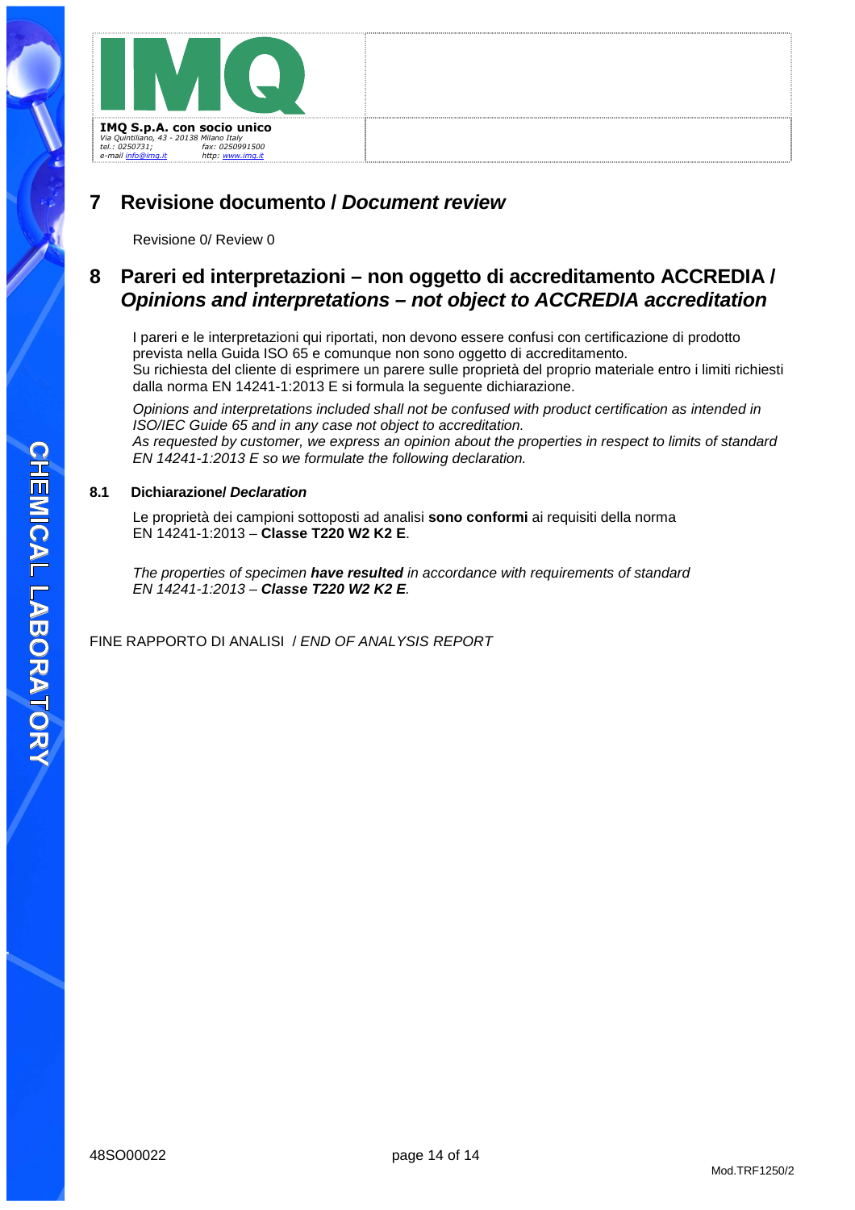## 7 Revisione documento / *Document review*

Revisione 0/ Review 0

## 8 Pareri ed interpretazioni – non oggetto di accreditamento ACCREDIA / *Opinions and interpretations – not object to ACCREDIA accreditation*

I pareri e le interpretazioni qui riportati, non devono essere confusi con certificazione di prodotto prevista nella Guida ISO 65 e comunque non sono oggetto di accreditamento.
Su richiesta del cliente di esprimere un parere sulle proprietà del proprio materiale entro i limiti richiesti dalla norma EN 14241-1:2013 E si formula la seguente dichiarazione.

*Opinions and interpretations included shall not be confused with product certification as intended in ISO/IEC Guide 65 and in any case not object to accreditation.*
*As requested by customer, we express an opinion about the properties in respect to limits of standard EN 14241-1:2013 E so we formulate the following declaration.*

### 8.1 Dichiarazione/ *Declaration*

Le proprietà dei campioni sottoposti ad analisi **sono conformi** ai requisiti della norma EN 14241-1:2013 – **Classe T220 W2 K2 E**.

*The properties of specimen **have resulted** in accordance with requirements of standard EN 14241-1:2013 – **Classe T220 W2 K2 E**.*

FINE RAPPORTO DI ANALISI / *END OF ANALYSIS REPORT*